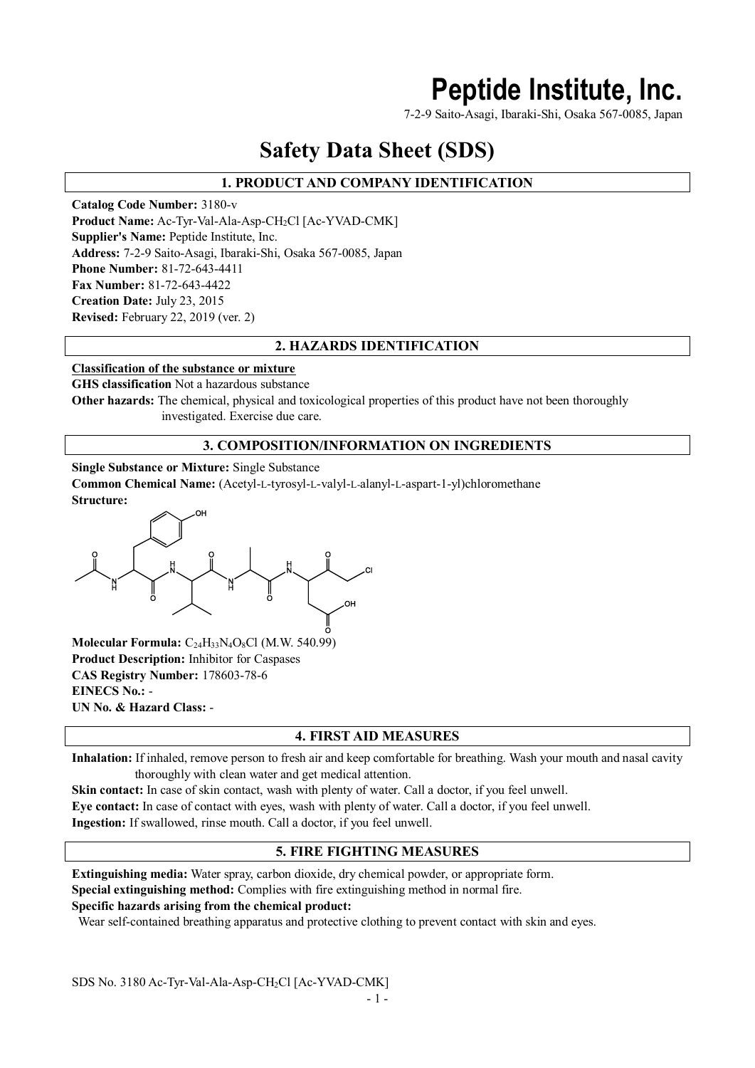# Peptide Institute, Inc.

7-2-9 Saito-Asagi, Ibaraki-Shi, Osaka 567-0085, Japan

# Safety Data Sheet (SDS)

## 1. PRODUCT AND COMPANY IDENTIFICATION

**Catalog Code Number:** 3180-v
**Product Name:** Ac-Tyr-Val-Ala-Asp-$CH_2Cl$ [Ac-YVAD-CMK]
**Supplier's Name:** Peptide Institute, Inc.
**Address:** 7-2-9 Saito-Asagi, Ibaraki-Shi, Osaka 567-0085, Japan
**Phone Number:** 81-72-643-4411
**Fax Number:** 81-72-643-4422
**Creation Date:** July 23, 2015
**Revised:** February 22, 2019 (ver. 2)

## 2. HAZARDS IDENTIFICATION

**Classification of the substance or mixture**
**GHS classification** Not a hazardous substance
**Other hazards:** The chemical, physical and toxicological properties of this product have not been thoroughly investigated. Exercise due care.

## 3. COMPOSITION/INFORMATION ON INGREDIENTS

**Single Substance or Mixture:** Single Substance
**Common Chemical Name:** (Acetyl-L-tyrosyl-L-valyl-L-alanyl-L-aspart-1-yl)chloromethane
**Structure:**

**Molecular Formula:** $C_{24}H_{33}N_4O_8Cl$ (M.W. 540.99)
**Product Description:** Inhibitor for Caspases
**CAS Registry Number:** 178603-78-6
**EINECS No.:** -
**UN No. & Hazard Class:** -

## 4. FIRST AID MEASURES

**Inhalation:** If inhaled, remove person to fresh air and keep comfortable for breathing. Wash your mouth and nasal cavity thoroughly with clean water and get medical attention.
**Skin contact:** In case of skin contact, wash with plenty of water. Call a doctor, if you feel unwell.
**Eye contact:** In case of contact with eyes, wash with plenty of water. Call a doctor, if you feel unwell.
**Ingestion:** If swallowed, rinse mouth. Call a doctor, if you feel unwell.

## 5. FIRE FIGHTING MEASURES

**Extinguishing media:** Water spray, carbon dioxide, dry chemical powder, or appropriate form.
**Special extinguishing method:** Complies with fire extinguishing method in normal fire.
**Specific hazards arising from the chemical product:**
Wear self-contained breathing apparatus and protective clothing to prevent contact with skin and eyes.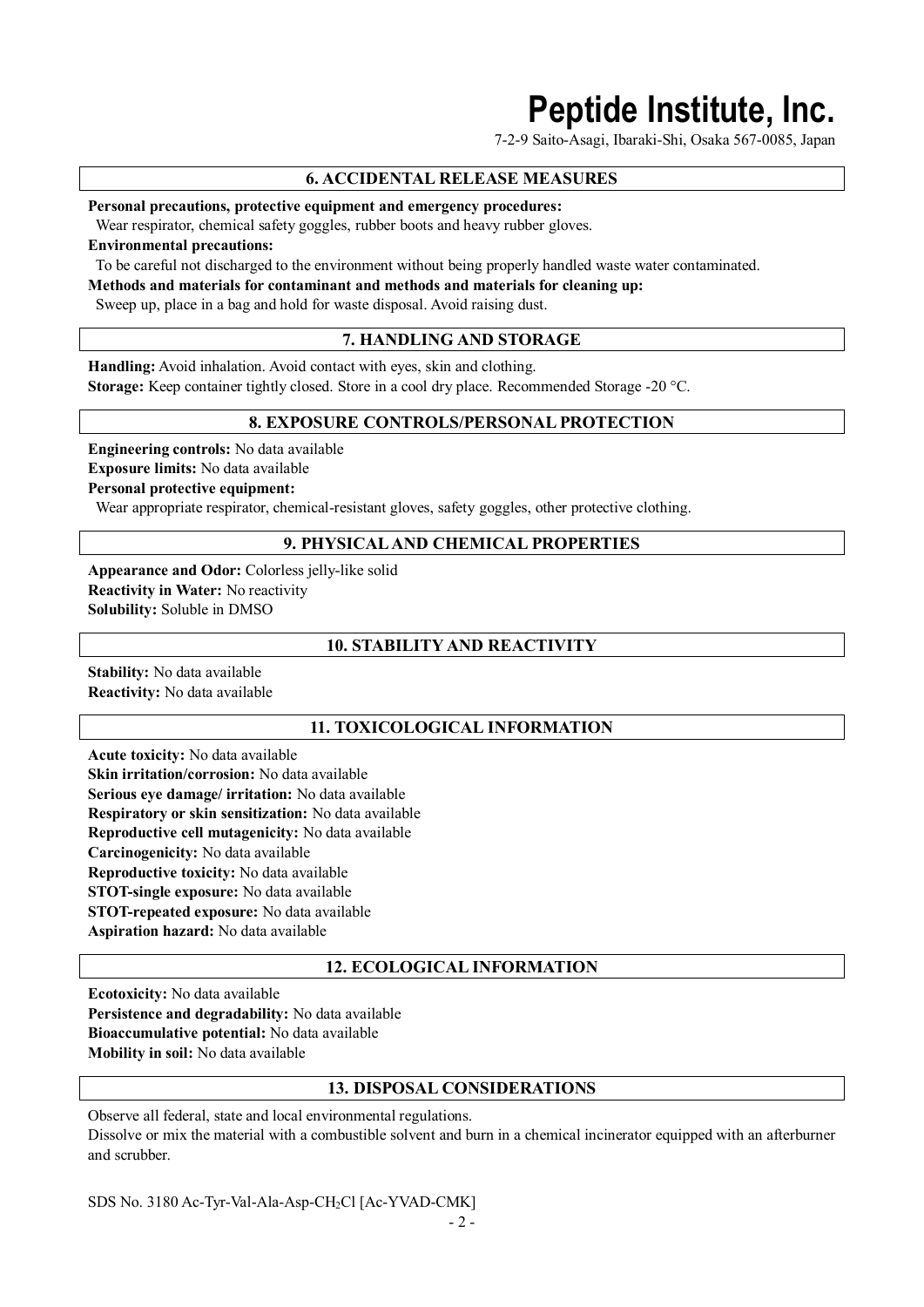## 6. ACCIDENTAL RELEASE MEASURES

**Personal precautions, protective equipment and emergency procedures:**

Wear respirator, chemical safety goggles, rubber boots and heavy rubber gloves.

**Environmental precautions:**

To be careful not discharged to the environment without being properly handled waste water contaminated.

**Methods and materials for contaminant and methods and materials for cleaning up:**

Sweep up, place in a bag and hold for waste disposal. Avoid raising dust.

## 7. HANDLING AND STORAGE

**Handling:** Avoid inhalation. Avoid contact with eyes, skin and clothing.

**Storage:** Keep container tightly closed. Store in a cool dry place. Recommended Storage -20 °C.

## 8. EXPOSURE CONTROLS/PERSONAL PROTECTION

**Engineering controls:** No data available

**Exposure limits:** No data available

**Personal protective equipment:**

Wear appropriate respirator, chemical-resistant gloves, safety goggles, other protective clothing.

## 9. PHYSICAL AND CHEMICAL PROPERTIES

**Appearance and Odor:** Colorless jelly-like solid

**Reactivity in Water:** No reactivity

**Solubility:** Soluble in DMSO

## 10. STABILITY AND REACTIVITY

**Stability:** No data available

**Reactivity:** No data available

## 11. TOXICOLOGICAL INFORMATION

**Acute toxicity:** No data available

**Skin irritation/corrosion:** No data available

**Serious eye damage/ irritation:** No data available

**Respiratory or skin sensitization:** No data available

**Reproductive cell mutagenicity:** No data available

**Carcinogenicity:** No data available

**Reproductive toxicity:** No data available

**STOT-single exposure:** No data available

**STOT-repeated exposure:** No data available

**Aspiration hazard:** No data available

## 12. ECOLOGICAL INFORMATION

**Ecotoxicity:** No data available

**Persistence and degradability:** No data available

**Bioaccumulative potential:** No data available

**Mobility in soil:** No data available

## 13. DISPOSAL CONSIDERATIONS

Observe all federal, state and local environmental regulations.

Dissolve or mix the material with a combustible solvent and burn in a chemical incinerator equipped with an afterburner and scrubber.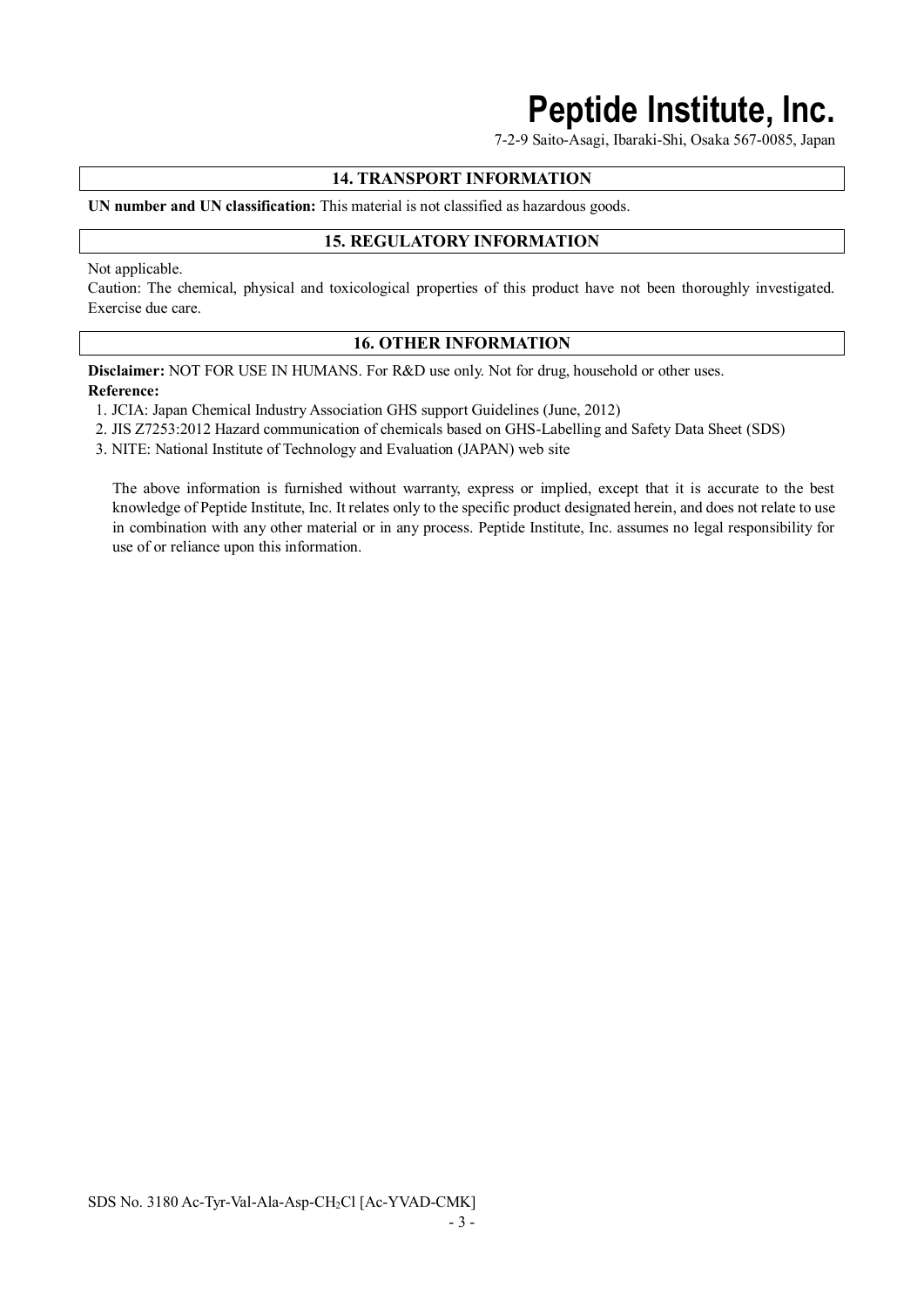## 14. TRANSPORT INFORMATION

**UN number and UN classification:** This material is not classified as hazardous goods.

## 15. REGULATORY INFORMATION

Not applicable.

Caution: The chemical, physical and toxicological properties of this product have not been thoroughly investigated. Exercise due care.

## 16. OTHER INFORMATION

**Disclaimer:** NOT FOR USE IN HUMANS. For R&D use only. Not for drug, household or other uses.

**Reference:**

1. JCIA: Japan Chemical Industry Association GHS support Guidelines (June, 2012)
2. JIS Z7253:2012 Hazard communication of chemicals based on GHS-Labelling and Safety Data Sheet (SDS)
3. NITE: National Institute of Technology and Evaluation (JAPAN) web site

The above information is furnished without warranty, express or implied, except that it is accurate to the best knowledge of Peptide Institute, Inc. It relates only to the specific product designated herein, and does not relate to use in combination with any other material or in any process. Peptide Institute, Inc. assumes no legal responsibility for use of or reliance upon this information.